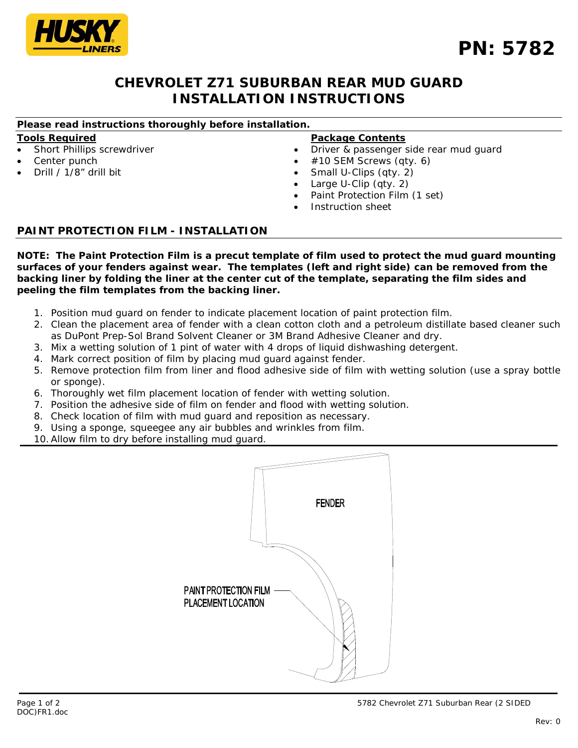HUSKY LINERS

# PN: 5782

## CHEVROLET Z71 SUBURBAN REAR MUD GUARD INSTALLATION INSTRUCTIONS

**Please read instructions thoroughly before installation.**

**Tools Required**

- Short Phillips screwdriver
- Center punch
- Drill / 1/8" drill bit

**Package Contents**

- Driver & passenger side rear mud guard
- #10 SEM Screws (qty. 6)
- Small U-Clips (qty. 2)
- Large U-Clip (qty. 2)
- Paint Protection Film (1 set)
- Instruction sheet

## PAINT PROTECTION FILM - INSTALLATION

**NOTE: The Paint Protection Film is a precut template of film used to protect the mud guard mounting surfaces of your fenders against wear. The templates (left and right side) can be removed from the backing liner by folding the liner at the center cut of the template, separating the film sides and peeling the film templates from the backing liner.**

1. Position mud guard on fender to indicate placement location of paint protection film.
2. Clean the placement area of fender with a clean cotton cloth and a petroleum distillate based cleaner such as DuPont Prep-Sol Brand Solvent Cleaner or 3M Brand Adhesive Cleaner and dry.
3. Mix a wetting solution of 1 pint of water with 4 drops of liquid dishwashing detergent.
4. Mark correct position of film by placing mud guard against fender.
5. Remove protection film from liner and flood adhesive side of film with wetting solution (use a spray bottle or sponge).
6. Thoroughly wet film placement location of fender with wetting solution.
7. Position the adhesive side of film on fender and flood with wetting solution.
8. Check location of film with mud guard and reposition as necessary.
9. Using a sponge, squeegee any air bubbles and wrinkles from film.
10. Allow film to dry before installing mud guard.

FENDER

PAINT PROTECTION FILM PLACEMENT LOCATION

5782 Chevrolet Z71 Suburban Rear (2 SIDED DOC)FR1.doc

Rev: 0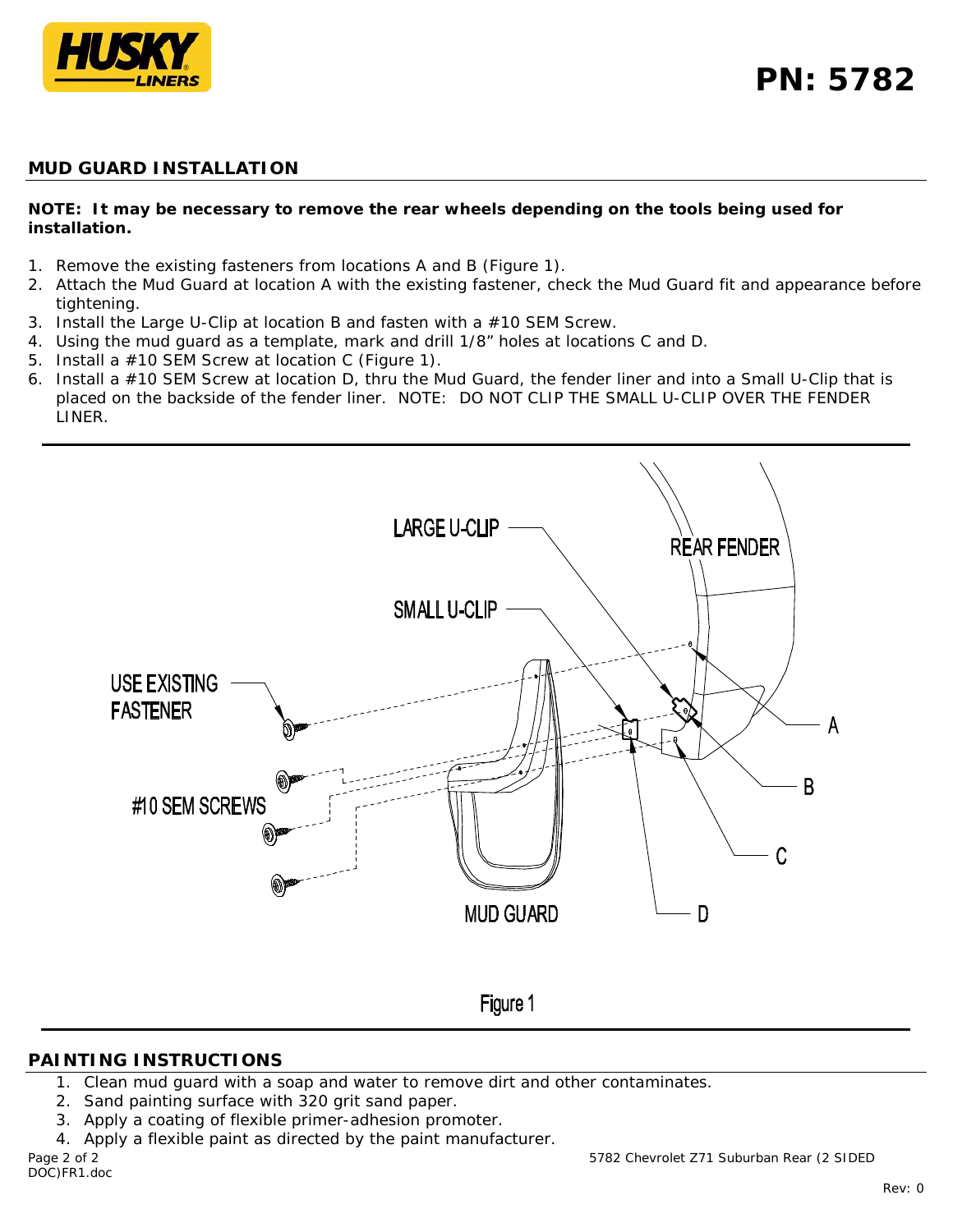**PN: 5782**

## MUD GUARD INSTALLATION

**NOTE: It may be necessary to remove the rear wheels depending on the tools being used for installation.**

1. Remove the existing fasteners from locations A and B (Figure 1).
2. Attach the Mud Guard at location A with the existing fastener, check the Mud Guard fit and appearance before tightening.
3. Install the Large U-Clip at location B and fasten with a #10 SEM Screw.
4. Using the mud guard as a template, mark and drill 1/8" holes at locations C and D.
5. Install a #10 SEM Screw at location C (Figure 1).
6. Install a #10 SEM Screw at location D, thru the Mud Guard, the fender liner and into a Small U-Clip that is placed on the backside of the fender liner. NOTE: DO NOT CLIP THE SMALL U-CLIP OVER THE FENDER LINER.

LARGE U-CLIP

REAR FENDER

SMALL U-CLIP

USE EXISTING FASTENER

#10 SEM SCREWS

MUD GUARD

A

B

C

D

Figure 1

## PAINTING INSTRUCTIONS

1. Clean mud guard with a soap and water to remove dirt and other contaminates.
2. Sand painting surface with 320 grit sand paper.
3. Apply a coating of flexible primer-adhesion promoter.
4. Apply a flexible paint as directed by the paint manufacturer.